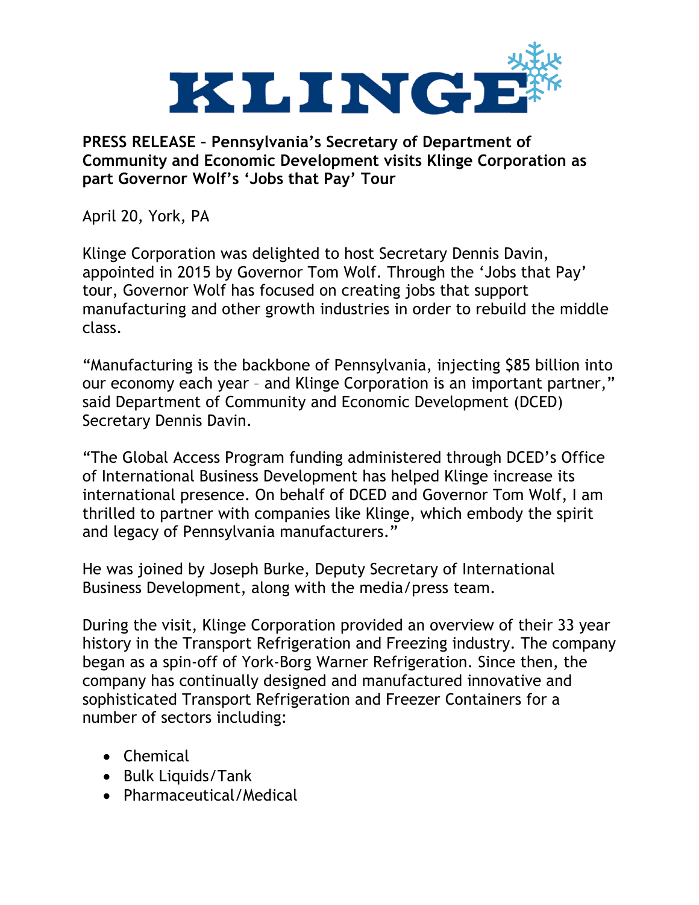# KLINGE

**PRESS RELEASE – Pennsylvania's Secretary of Department of Community and Economic Development visits Klinge Corporation as part Governor Wolf's 'Jobs that Pay' Tour**

April 20, York, PA

Klinge Corporation was delighted to host Secretary Dennis Davin, appointed in 2015 by Governor Tom Wolf. Through the 'Jobs that Pay' tour, Governor Wolf has focused on creating jobs that support manufacturing and other growth industries in order to rebuild the middle class.

"Manufacturing is the backbone of Pennsylvania, injecting $85 billion into our economy each year – and Klinge Corporation is an important partner," said Department of Community and Economic Development (DCED) Secretary Dennis Davin.

"The Global Access Program funding administered through DCED's Office of International Business Development has helped Klinge increase its international presence. On behalf of DCED and Governor Tom Wolf, I am thrilled to partner with companies like Klinge, which embody the spirit and legacy of Pennsylvania manufacturers."

He was joined by Joseph Burke, Deputy Secretary of International Business Development, along with the media/press team.

During the visit, Klinge Corporation provided an overview of their 33 year history in the Transport Refrigeration and Freezing industry. The company began as a spin-off of York-Borg Warner Refrigeration. Since then, the company has continually designed and manufactured innovative and sophisticated Transport Refrigeration and Freezer Containers for a number of sectors including:

- Chemical
- Bulk Liquids/Tank
- Pharmaceutical/Medical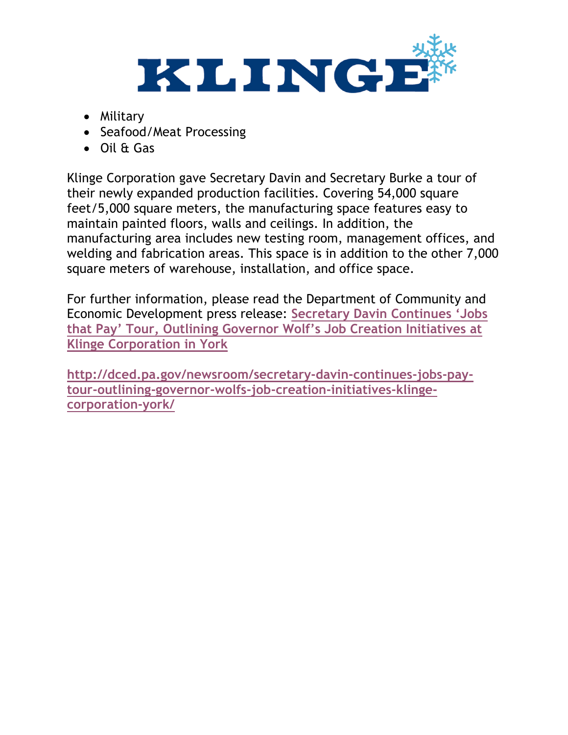- Military
- Seafood/Meat Processing
- Oil & Gas

Klinge Corporation gave Secretary Davin and Secretary Burke a tour of their newly expanded production facilities. Covering 54,000 square feet/5,000 square meters, the manufacturing space features easy to maintain painted floors, walls and ceilings. In addition, the manufacturing area includes new testing room, management offices, and welding and fabrication areas. This space is in addition to the other 7,000 square meters of warehouse, installation, and office space.

For further information, please read the Department of Community and Economic Development press release: **Secretary Davin Continues 'Jobs that Pay' Tour, Outlining Governor Wolf's Job Creation Initiatives at Klinge Corporation in York**

**http://dced.pa.gov/newsroom/secretary-davin-continues-jobs-pay-tour-outlining-governor-wolfs-job-creation-initiatives-klinge-corporation-york/**